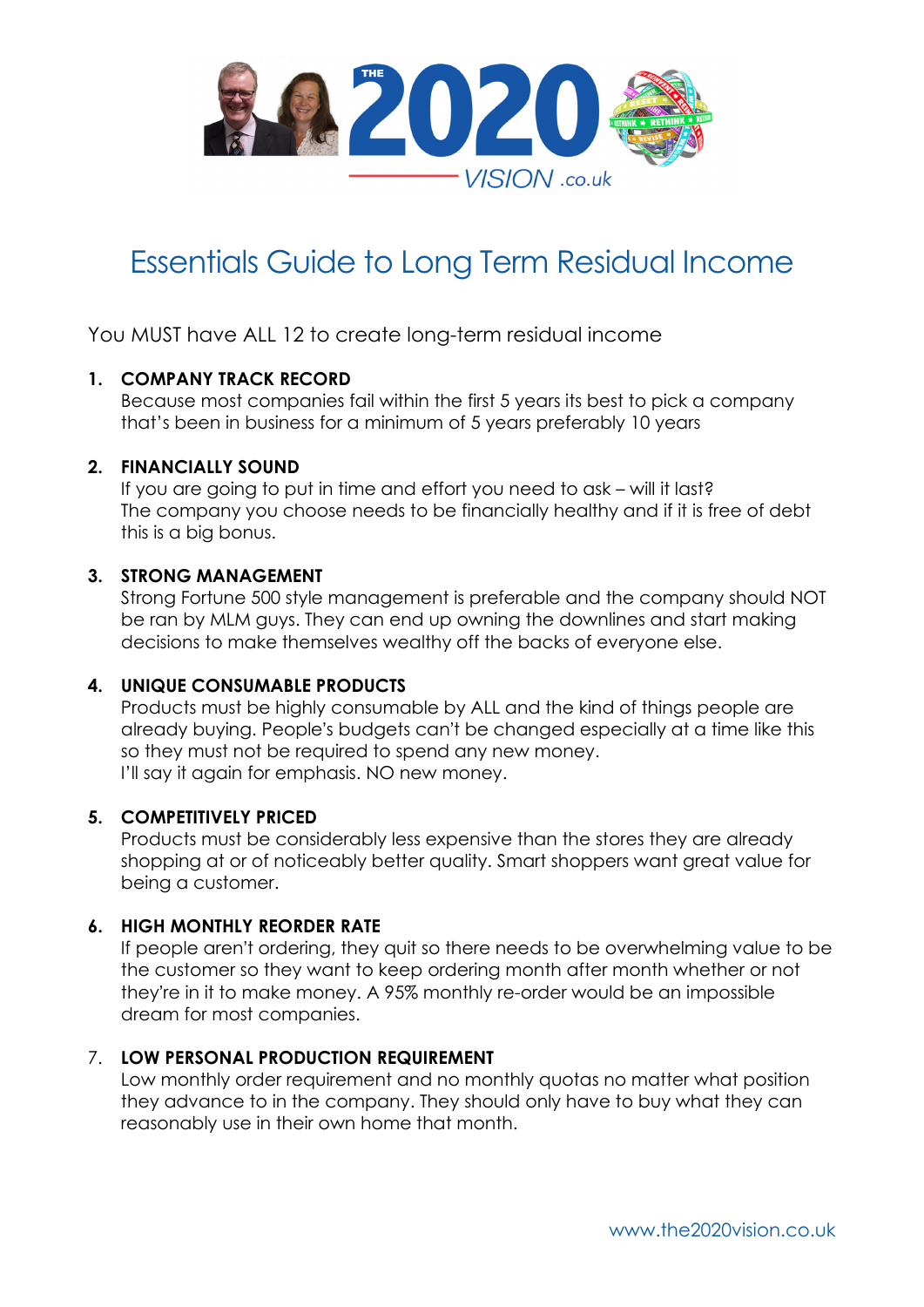# Essentials Guide to Long Term Residual Income

You MUST have ALL 12 to create long-term residual income

1. **COMPANY TRACK RECORD**
   Because most companies fail within the first 5 years its best to pick a company that's been in business for a minimum of 5 years preferably 10 years

2. **FINANCIALLY SOUND**
   If you are going to put in time and effort you need to ask – will it last?
   The company you choose needs to be financially healthy and if it is free of debt this is a big bonus.

3. **STRONG MANAGEMENT**
   Strong Fortune 500 style management is preferable and the company should NOT be ran by MLM guys. They can end up owning the downlines and start making decisions to make themselves wealthy off the backs of everyone else.

4. **UNIQUE CONSUMABLE PRODUCTS**
   Products must be highly consumable by ALL and the kind of things people are already buying. People's budgets can't be changed especially at a time like this so they must not be required to spend any new money.
   I'll say it again for emphasis. NO new money.

5. **COMPETITIVELY PRICED**
   Products must be considerably less expensive than the stores they are already shopping at or of noticeably better quality. Smart shoppers want great value for being a customer.

6. **HIGH MONTHLY REORDER RATE**
   If people aren't ordering, they quit so there needs to be overwhelming value to be the customer so they want to keep ordering month after month whether or not they're in it to make money. A 95% monthly re-order would be an impossible dream for most companies.

7. **LOW PERSONAL PRODUCTION REQUIREMENT**
   Low monthly order requirement and no monthly quotas no matter what position they advance to in the company. They should only have to buy what they can reasonably use in their own home that month.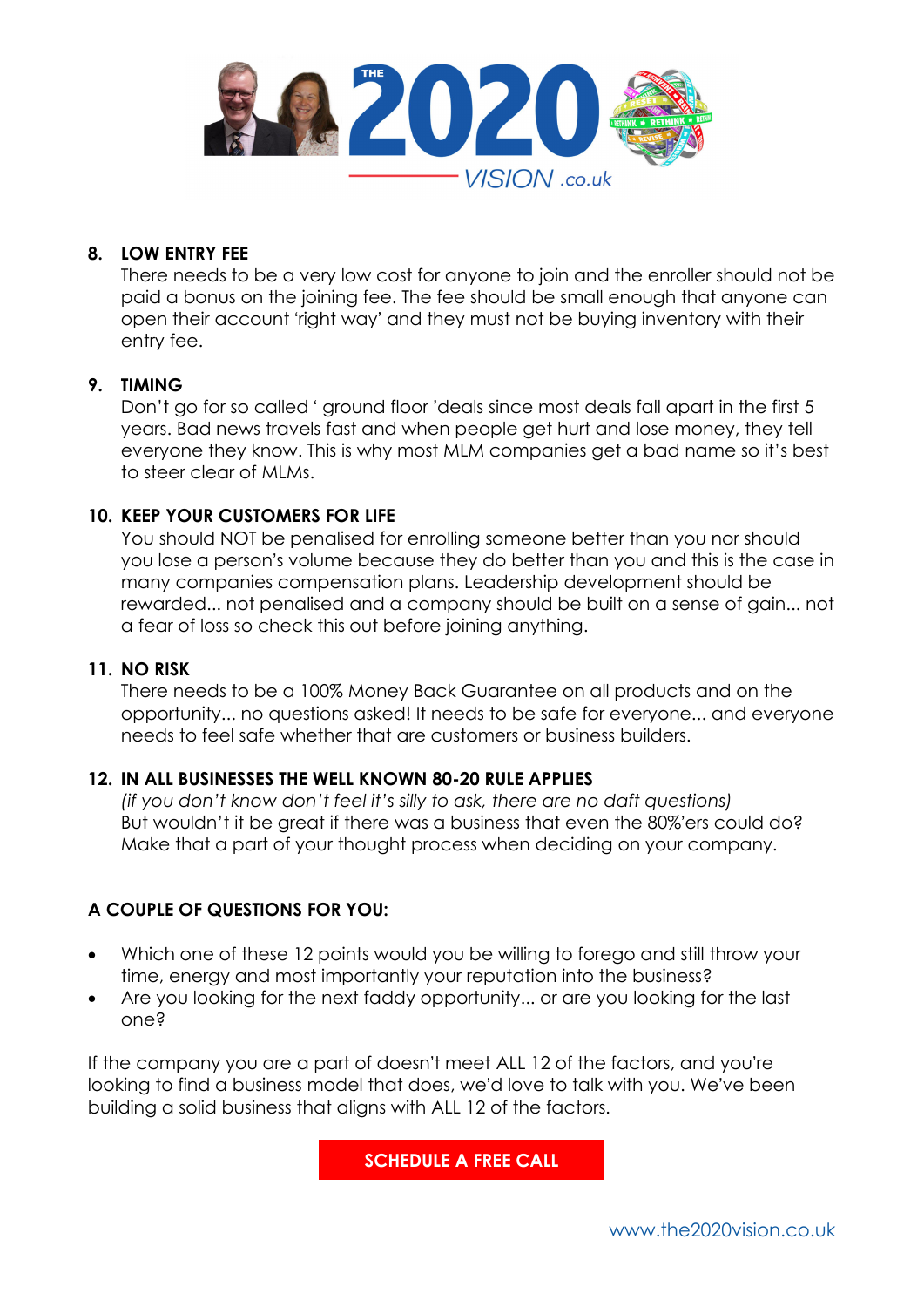8. **LOW ENTRY FEE**
   There needs to be a very low cost for anyone to join and the enroller should not be paid a bonus on the joining fee. The fee should be small enough that anyone can open their account 'right way' and they must not be buying inventory with their entry fee.

9. **TIMING**
   Don't go for so called ' ground floor 'deals since most deals fall apart in the first 5 years. Bad news travels fast and when people get hurt and lose money, they tell everyone they know. This is why most MLM companies get a bad name so it's best to steer clear of MLMs.

10. **KEEP YOUR CUSTOMERS FOR LIFE**
    You should NOT be penalised for enrolling someone better than you nor should you lose a person's volume because they do better than you and this is the case in many companies compensation plans. Leadership development should be rewarded... not penalised and a company should be built on a sense of gain... not a fear of loss so check this out before joining anything.

11. **NO RISK**
    There needs to be a 100% Money Back Guarantee on all products and on the opportunity... no questions asked! It needs to be safe for everyone... and everyone needs to feel safe whether that are customers or business builders.

12. **IN ALL BUSINESSES THE WELL KNOWN 80-20 RULE APPLIES**
    *(if you don't know don't feel it's silly to ask, there are no daft questions)*
    But wouldn't it be great if there was a business that even the 80%'ers could do? Make that a part of your thought process when deciding on your company.

**A COUPLE OF QUESTIONS FOR YOU:**

- Which one of these 12 points would you be willing to forego and still throw your time, energy and most importantly your reputation into the business?
- Are you looking for the next faddy opportunity... or are you looking for the last one?

If the company you are a part of doesn't meet ALL 12 of the factors, and you're looking to find a business model that does, we'd love to talk with you. We've been building a solid business that aligns with ALL 12 of the factors.

**SCHEDULE A FREE CALL**

www.the2020vision.co.uk